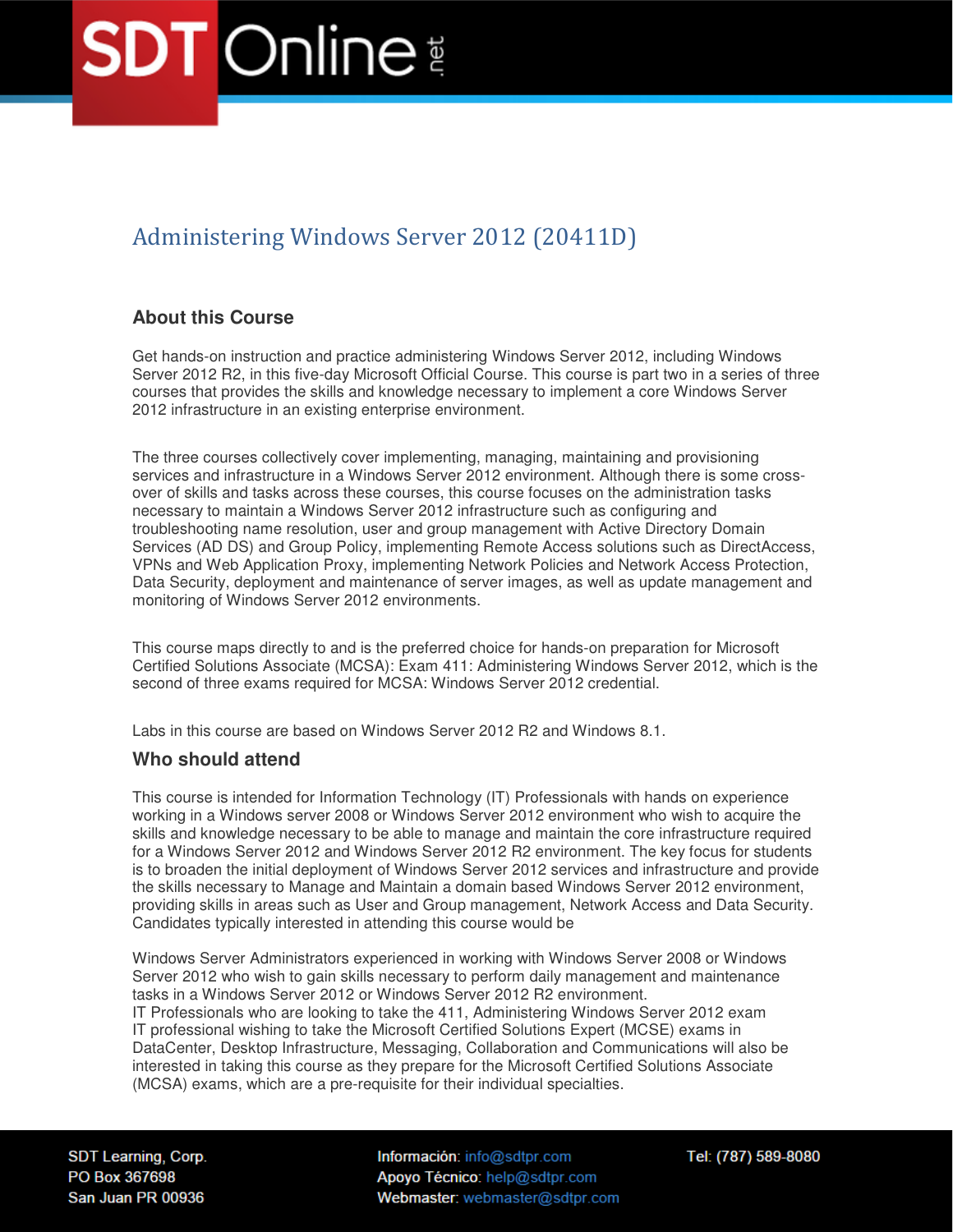# Administering Windows Server 2012 (20411D)

## About this Course

Get hands-on instruction and practice administering Windows Server 2012, including Windows Server 2012 R2, in this five-day Microsoft Official Course. This course is part two in a series of three courses that provides the skills and knowledge necessary to implement a core Windows Server 2012 infrastructure in an existing enterprise environment.

The three courses collectively cover implementing, managing, maintaining and provisioning services and infrastructure in a Windows Server 2012 environment. Although there is some cross-over of skills and tasks across these courses, this course focuses on the administration tasks necessary to maintain a Windows Server 2012 infrastructure such as configuring and troubleshooting name resolution, user and group management with Active Directory Domain Services (AD DS) and Group Policy, implementing Remote Access solutions such as DirectAccess, VPNs and Web Application Proxy, implementing Network Policies and Network Access Protection, Data Security, deployment and maintenance of server images, as well as update management and monitoring of Windows Server 2012 environments.

This course maps directly to and is the preferred choice for hands-on preparation for Microsoft Certified Solutions Associate (MCSA): Exam 411: Administering Windows Server 2012, which is the second of three exams required for MCSA: Windows Server 2012 credential.

Labs in this course are based on Windows Server 2012 R2 and Windows 8.1.

## Who should attend

This course is intended for Information Technology (IT) Professionals with hands on experience working in a Windows server 2008 or Windows Server 2012 environment who wish to acquire the skills and knowledge necessary to be able to manage and maintain the core infrastructure required for a Windows Server 2012 and Windows Server 2012 R2 environment. The key focus for students is to broaden the initial deployment of Windows Server 2012 services and infrastructure and provide the skills necessary to Manage and Maintain a domain based Windows Server 2012 environment, providing skills in areas such as User and Group management, Network Access and Data Security. Candidates typically interested in attending this course would be

Windows Server Administrators experienced in working with Windows Server 2008 or Windows Server 2012 who wish to gain skills necessary to perform daily management and maintenance tasks in a Windows Server 2012 or Windows Server 2012 R2 environment.
IT Professionals who are looking to take the 411, Administering Windows Server 2012 exam
IT professional wishing to take the Microsoft Certified Solutions Expert (MCSE) exams in DataCenter, Desktop Infrastructure, Messaging, Collaboration and Communications will also be interested in taking this course as they prepare for the Microsoft Certified Solutions Associate (MCSA) exams, which are a pre-requisite for their individual specialties.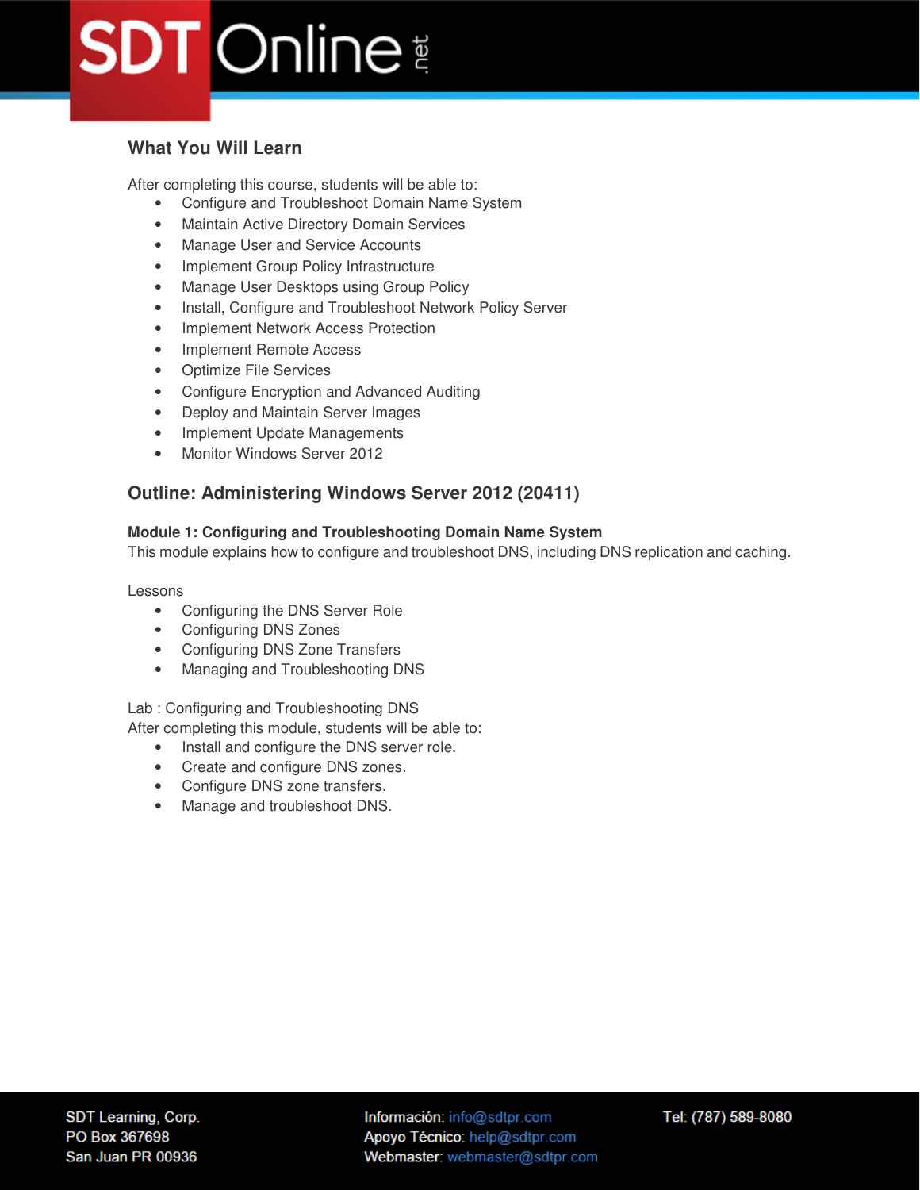## What You Will Learn

After completing this course, students will be able to:

- Configure and Troubleshoot Domain Name System
- Maintain Active Directory Domain Services
- Manage User and Service Accounts
- Implement Group Policy Infrastructure
- Manage User Desktops using Group Policy
- Install, Configure and Troubleshoot Network Policy Server
- Implement Network Access Protection
- Implement Remote Access
- Optimize File Services
- Configure Encryption and Advanced Auditing
- Deploy and Maintain Server Images
- Implement Update Managements
- Monitor Windows Server 2012

## Outline: Administering Windows Server 2012 (20411)

**Module 1: Configuring and Troubleshooting Domain Name System**

This module explains how to configure and troubleshoot DNS, including DNS replication and caching.

Lessons

- Configuring the DNS Server Role
- Configuring DNS Zones
- Configuring DNS Zone Transfers
- Managing and Troubleshooting DNS

Lab : Configuring and Troubleshooting DNS

After completing this module, students will be able to:

- Install and configure the DNS server role.
- Create and configure DNS zones.
- Configure DNS zone transfers.
- Manage and troubleshoot DNS.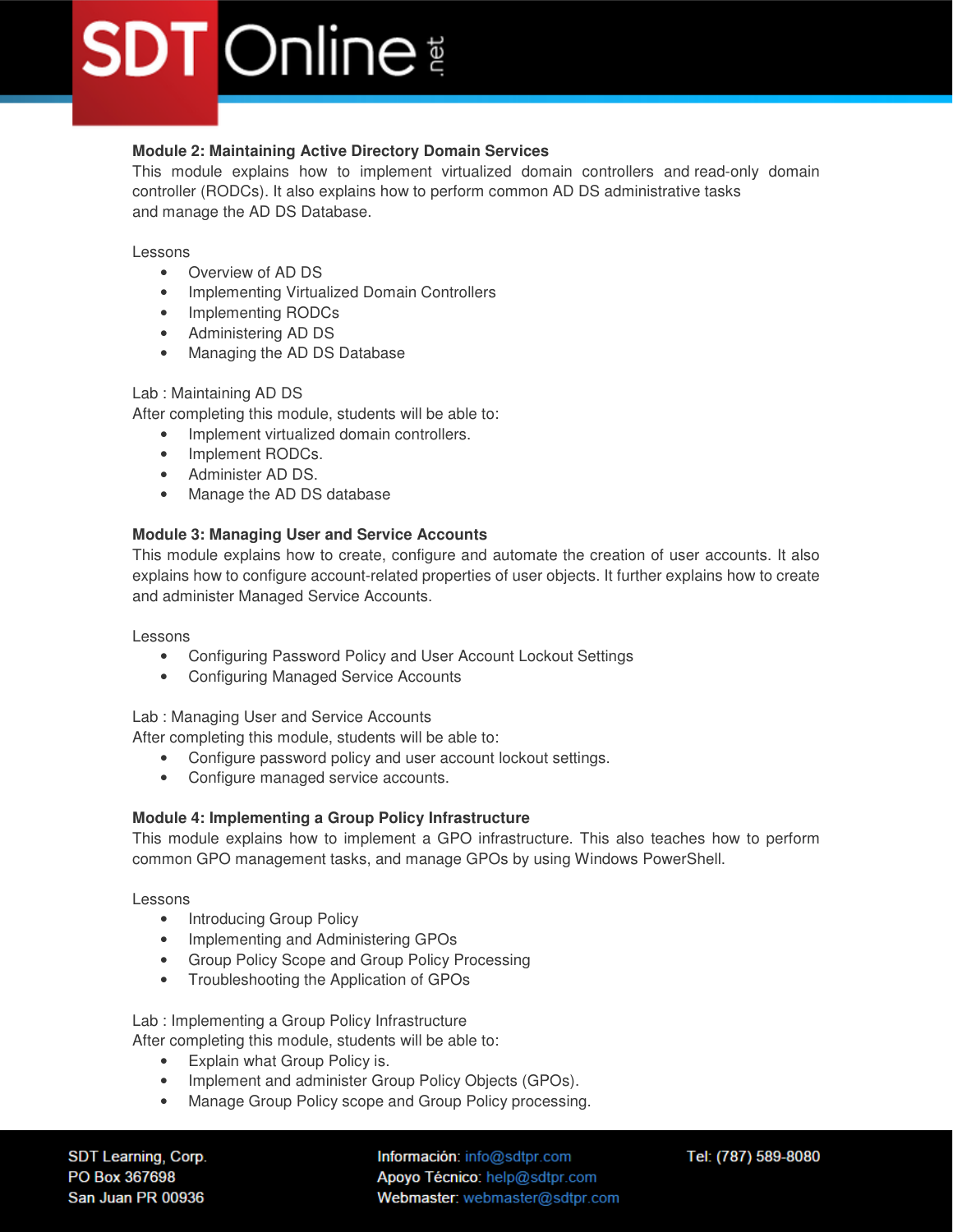## Module 2: Maintaining Active Directory Domain Services

This module explains how to implement virtualized domain controllers and read-only domain controller (RODCs). It also explains how to perform common AD DS administrative tasks and manage the AD DS Database.

Lessons

- Overview of AD DS
- Implementing Virtualized Domain Controllers
- Implementing RODCs
- Administering AD DS
- Managing the AD DS Database

Lab : Maintaining AD DS

After completing this module, students will be able to:

- Implement virtualized domain controllers.
- Implement RODCs.
- Administer AD DS.
- Manage the AD DS database

## Module 3: Managing User and Service Accounts

This module explains how to create, configure and automate the creation of user accounts. It also explains how to configure account-related properties of user objects. It further explains how to create and administer Managed Service Accounts.

Lessons

- Configuring Password Policy and User Account Lockout Settings
- Configuring Managed Service Accounts

Lab : Managing User and Service Accounts

After completing this module, students will be able to:

- Configure password policy and user account lockout settings.
- Configure managed service accounts.

## Module 4: Implementing a Group Policy Infrastructure

This module explains how to implement a GPO infrastructure. This also teaches how to perform common GPO management tasks, and manage GPOs by using Windows PowerShell.

Lessons

- Introducing Group Policy
- Implementing and Administering GPOs
- Group Policy Scope and Group Policy Processing
- Troubleshooting the Application of GPOs

Lab : Implementing a Group Policy Infrastructure

After completing this module, students will be able to:

- Explain what Group Policy is.
- Implement and administer Group Policy Objects (GPOs).
- Manage Group Policy scope and Group Policy processing.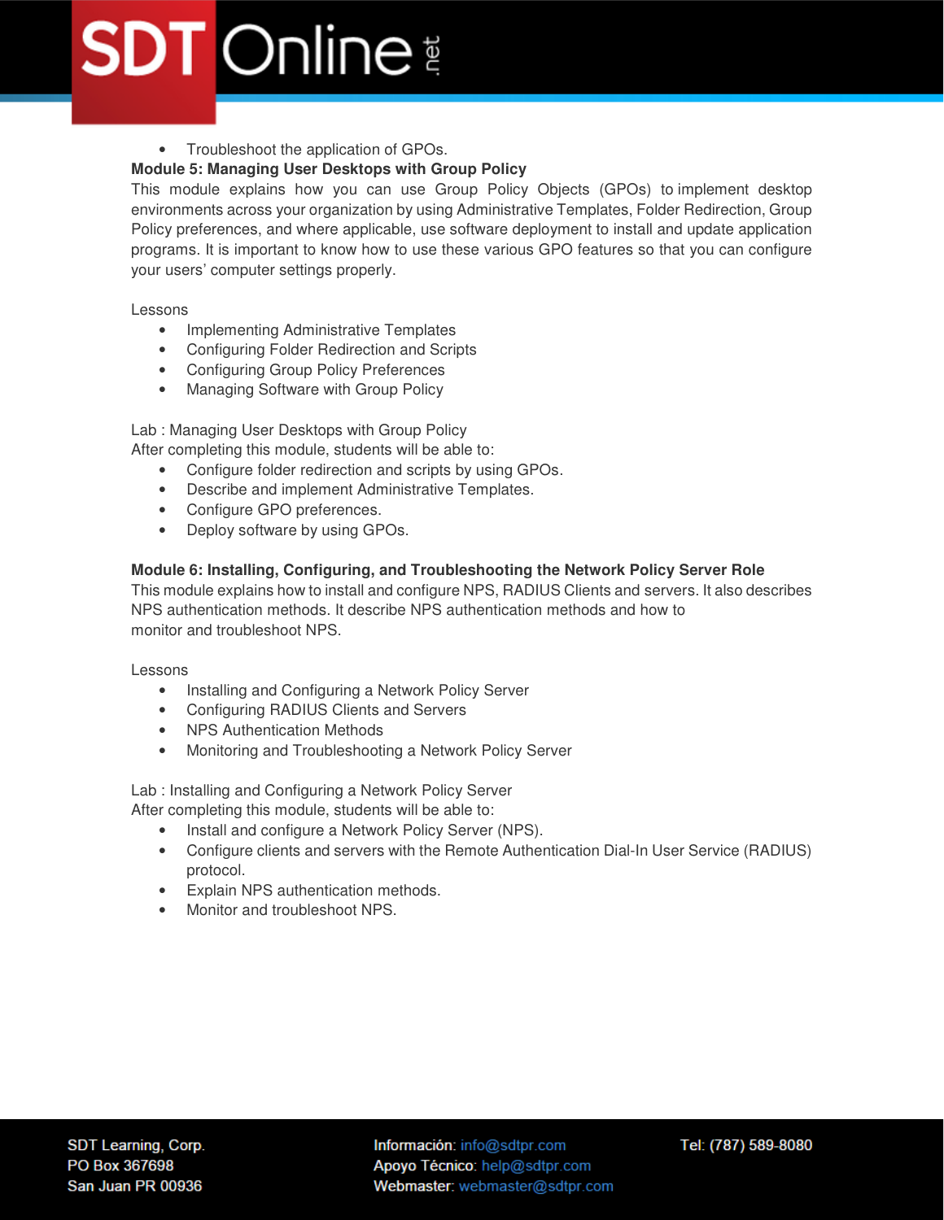- Troubleshoot the application of GPOs.

**Module 5: Managing User Desktops with Group Policy**

This module explains how you can use Group Policy Objects (GPOs) to implement desktop environments across your organization by using Administrative Templates, Folder Redirection, Group Policy preferences, and where applicable, use software deployment to install and update application programs. It is important to know how to use these various GPO features so that you can configure your users' computer settings properly.

Lessons

- Implementing Administrative Templates
- Configuring Folder Redirection and Scripts
- Configuring Group Policy Preferences
- Managing Software with Group Policy

Lab : Managing User Desktops with Group Policy

After completing this module, students will be able to:

- Configure folder redirection and scripts by using GPOs.
- Describe and implement Administrative Templates.
- Configure GPO preferences.
- Deploy software by using GPOs.

**Module 6: Installing, Configuring, and Troubleshooting the Network Policy Server Role**

This module explains how to install and configure NPS, RADIUS Clients and servers. It also describes NPS authentication methods. It describe NPS authentication methods and how to monitor and troubleshoot NPS.

Lessons

- Installing and Configuring a Network Policy Server
- Configuring RADIUS Clients and Servers
- NPS Authentication Methods
- Monitoring and Troubleshooting a Network Policy Server

Lab : Installing and Configuring a Network Policy Server

After completing this module, students will be able to:

- Install and configure a Network Policy Server (NPS).
- Configure clients and servers with the Remote Authentication Dial-In User Service (RADIUS) protocol.
- Explain NPS authentication methods.
- Monitor and troubleshoot NPS.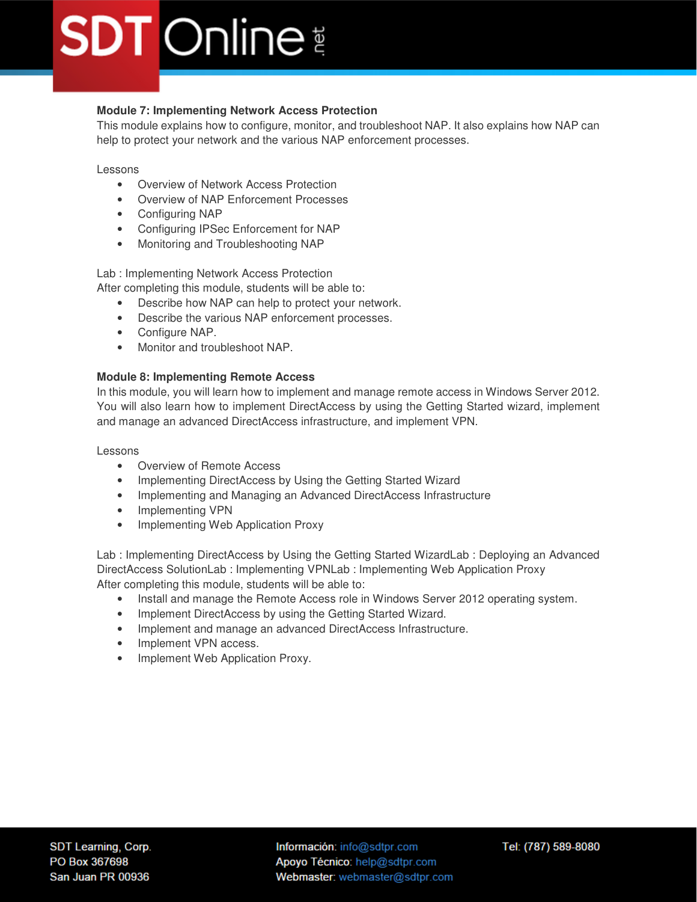**Module 7: Implementing Network Access Protection**

This module explains how to configure, monitor, and troubleshoot NAP. It also explains how NAP can help to protect your network and the various NAP enforcement processes.

Lessons

- Overview of Network Access Protection
- Overview of NAP Enforcement Processes
- Configuring NAP
- Configuring IPSec Enforcement for NAP
- Monitoring and Troubleshooting NAP

Lab : Implementing Network Access Protection
After completing this module, students will be able to:

- Describe how NAP can help to protect your network.
- Describe the various NAP enforcement processes.
- Configure NAP.
- Monitor and troubleshoot NAP.

**Module 8: Implementing Remote Access**

In this module, you will learn how to implement and manage remote access in Windows Server 2012. You will also learn how to implement DirectAccess by using the Getting Started wizard, implement and manage an advanced DirectAccess infrastructure, and implement VPN.

Lessons

- Overview of Remote Access
- Implementing DirectAccess by Using the Getting Started Wizard
- Implementing and Managing an Advanced DirectAccess Infrastructure
- Implementing VPN
- Implementing Web Application Proxy

Lab : Implementing DirectAccess by Using the Getting Started WizardLab : Deploying an Advanced DirectAccess SolutionLab : Implementing VPNLab : Implementing Web Application Proxy
After completing this module, students will be able to:

- Install and manage the Remote Access role in Windows Server 2012 operating system.
- Implement DirectAccess by using the Getting Started Wizard.
- Implement and manage an advanced DirectAccess Infrastructure.
- Implement VPN access.
- Implement Web Application Proxy.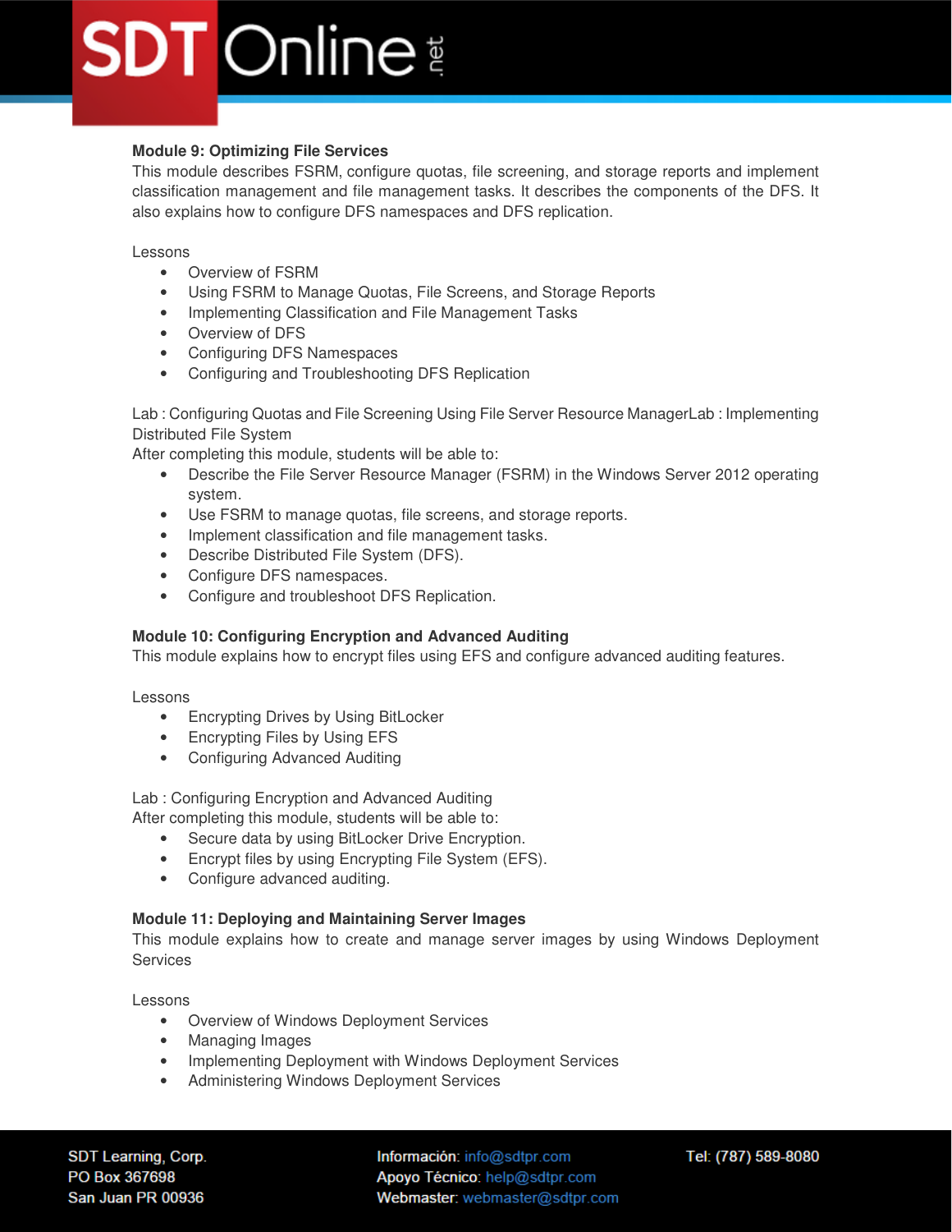**Module 9: Optimizing File Services**

This module describes FSRM, configure quotas, file screening, and storage reports and implement classification management and file management tasks. It describes the components of the DFS. It also explains how to configure DFS namespaces and DFS replication.

Lessons

- Overview of FSRM
- Using FSRM to Manage Quotas, File Screens, and Storage Reports
- Implementing Classification and File Management Tasks
- Overview of DFS
- Configuring DFS Namespaces
- Configuring and Troubleshooting DFS Replication

Lab : Configuring Quotas and File Screening Using File Server Resource ManagerLab : Implementing Distributed File System

After completing this module, students will be able to:

- Describe the File Server Resource Manager (FSRM) in the Windows Server 2012 operating system.
- Use FSRM to manage quotas, file screens, and storage reports.
- Implement classification and file management tasks.
- Describe Distributed File System (DFS).
- Configure DFS namespaces.
- Configure and troubleshoot DFS Replication.

**Module 10: Configuring Encryption and Advanced Auditing**

This module explains how to encrypt files using EFS and configure advanced auditing features.

Lessons

- Encrypting Drives by Using BitLocker
- Encrypting Files by Using EFS
- Configuring Advanced Auditing

Lab : Configuring Encryption and Advanced Auditing

After completing this module, students will be able to:

- Secure data by using BitLocker Drive Encryption.
- Encrypt files by using Encrypting File System (EFS).
- Configure advanced auditing.

**Module 11: Deploying and Maintaining Server Images**

This module explains how to create and manage server images by using Windows Deployment Services

Lessons

- Overview of Windows Deployment Services
- Managing Images
- Implementing Deployment with Windows Deployment Services
- Administering Windows Deployment Services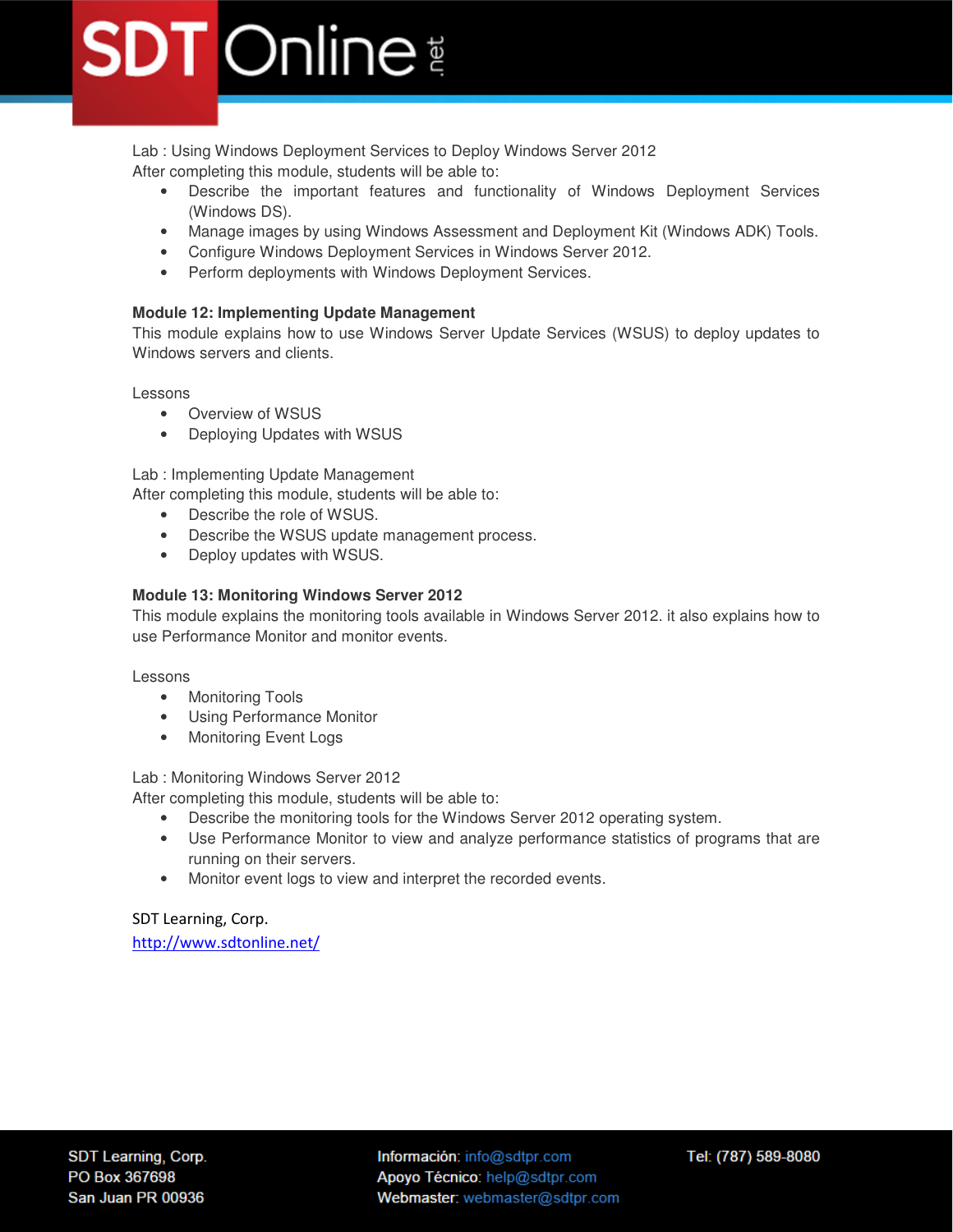Lab : Using Windows Deployment Services to Deploy Windows Server 2012

After completing this module, students will be able to:

- Describe the important features and functionality of Windows Deployment Services (Windows DS).
- Manage images by using Windows Assessment and Deployment Kit (Windows ADK) Tools.
- Configure Windows Deployment Services in Windows Server 2012.
- Perform deployments with Windows Deployment Services.

**Module 12: Implementing Update Management**

This module explains how to use Windows Server Update Services (WSUS) to deploy updates to Windows servers and clients.

Lessons

- Overview of WSUS
- Deploying Updates with WSUS

Lab : Implementing Update Management

After completing this module, students will be able to:

- Describe the role of WSUS.
- Describe the WSUS update management process.
- Deploy updates with WSUS.

**Module 13: Monitoring Windows Server 2012**

This module explains the monitoring tools available in Windows Server 2012. it also explains how to use Performance Monitor and monitor events.

Lessons

- Monitoring Tools
- Using Performance Monitor
- Monitoring Event Logs

Lab : Monitoring Windows Server 2012

After completing this module, students will be able to:

- Describe the monitoring tools for the Windows Server 2012 operating system.
- Use Performance Monitor to view and analyze performance statistics of programs that are running on their servers.
- Monitor event logs to view and interpret the recorded events.

SDT Learning, Corp.

http://www.sdtonline.net/